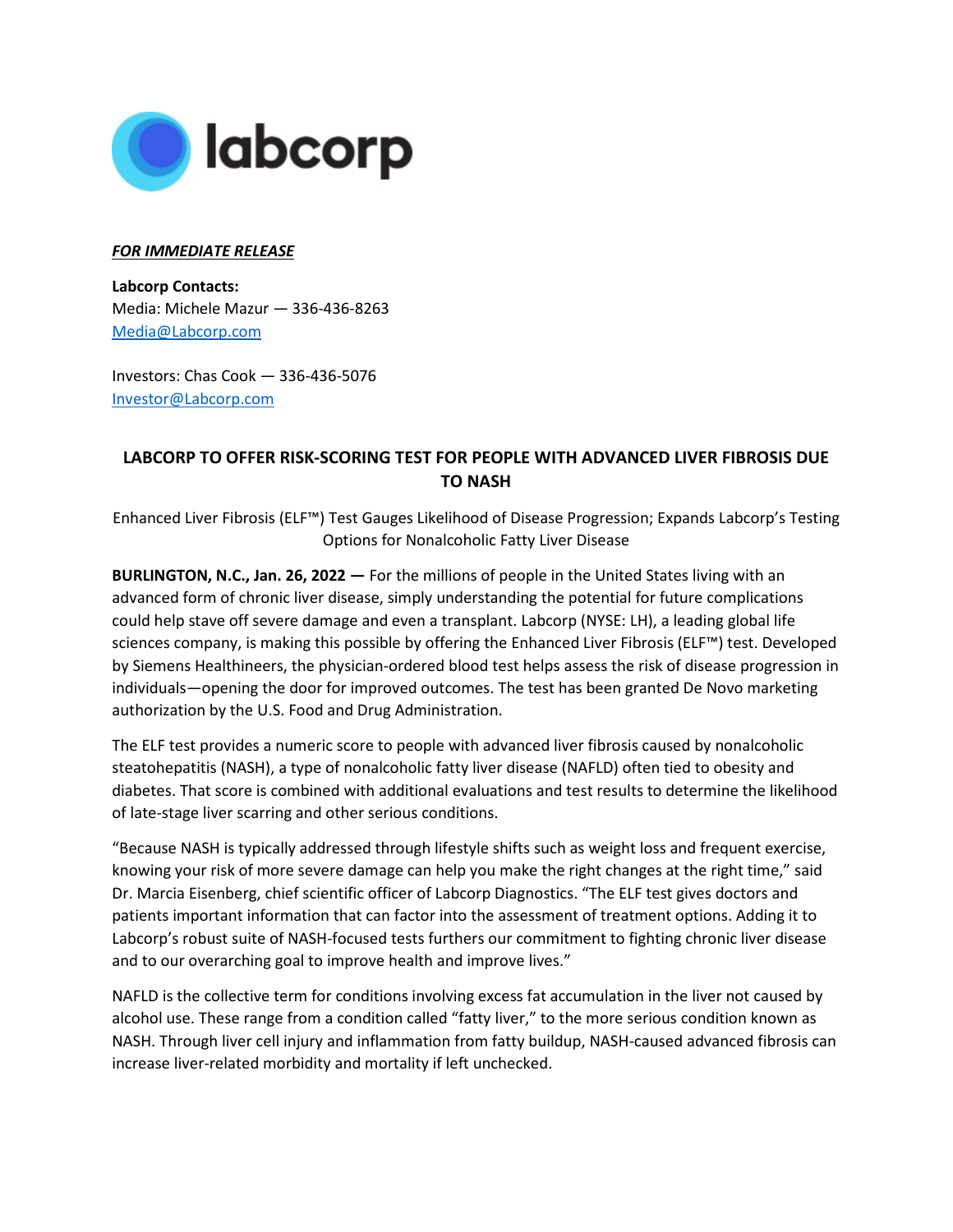***FOR IMMEDIATE RELEASE***

**Labcorp Contacts:**
Media: Michele Mazur — 336-436-8263
Media@Labcorp.com

Investors: Chas Cook — 336-436-5076
Investor@Labcorp.com

## LABCORP TO OFFER RISK-SCORING TEST FOR PEOPLE WITH ADVANCED LIVER FIBROSIS DUE TO NASH

Enhanced Liver Fibrosis (ELF™) Test Gauges Likelihood of Disease Progression; Expands Labcorp's Testing Options for Nonalcoholic Fatty Liver Disease

**BURLINGTON, N.C., Jan. 26, 2022 —** For the millions of people in the United States living with an advanced form of chronic liver disease, simply understanding the potential for future complications could help stave off severe damage and even a transplant. Labcorp (NYSE: LH), a leading global life sciences company, is making this possible by offering the Enhanced Liver Fibrosis (ELF™) test. Developed by Siemens Healthineers, the physician-ordered blood test helps assess the risk of disease progression in individuals—opening the door for improved outcomes. The test has been granted De Novo marketing authorization by the U.S. Food and Drug Administration.

The ELF test provides a numeric score to people with advanced liver fibrosis caused by nonalcoholic steatohepatitis (NASH), a type of nonalcoholic fatty liver disease (NAFLD) often tied to obesity and diabetes. That score is combined with additional evaluations and test results to determine the likelihood of late-stage liver scarring and other serious conditions.

"Because NASH is typically addressed through lifestyle shifts such as weight loss and frequent exercise, knowing your risk of more severe damage can help you make the right changes at the right time," said Dr. Marcia Eisenberg, chief scientific officer of Labcorp Diagnostics. "The ELF test gives doctors and patients important information that can factor into the assessment of treatment options. Adding it to Labcorp's robust suite of NASH-focused tests furthers our commitment to fighting chronic liver disease and to our overarching goal to improve health and improve lives."

NAFLD is the collective term for conditions involving excess fat accumulation in the liver not caused by alcohol use. These range from a condition called "fatty liver," to the more serious condition known as NASH. Through liver cell injury and inflammation from fatty buildup, NASH-caused advanced fibrosis can increase liver-related morbidity and mortality if left unchecked.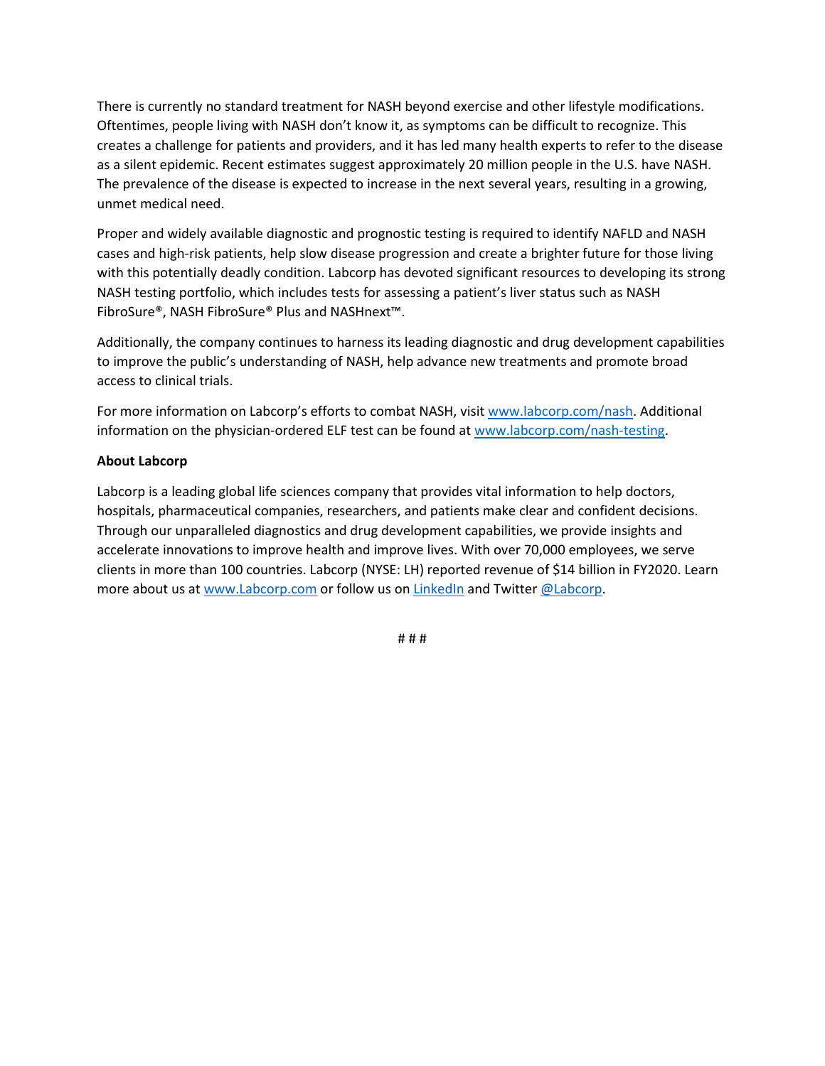There is currently no standard treatment for NASH beyond exercise and other lifestyle modifications. Oftentimes, people living with NASH don't know it, as symptoms can be difficult to recognize. This creates a challenge for patients and providers, and it has led many health experts to refer to the disease as a silent epidemic. Recent estimates suggest approximately 20 million people in the U.S. have NASH. The prevalence of the disease is expected to increase in the next several years, resulting in a growing, unmet medical need.

Proper and widely available diagnostic and prognostic testing is required to identify NAFLD and NASH cases and high-risk patients, help slow disease progression and create a brighter future for those living with this potentially deadly condition. Labcorp has devoted significant resources to developing its strong NASH testing portfolio, which includes tests for assessing a patient's liver status such as NASH FibroSure®, NASH FibroSure® Plus and NASHnext™.

Additionally, the company continues to harness its leading diagnostic and drug development capabilities to improve the public's understanding of NASH, help advance new treatments and promote broad access to clinical trials.

For more information on Labcorp's efforts to combat NASH, visit [www.labcorp.com/nash](www.labcorp.com/nash). Additional information on the physician-ordered ELF test can be found at [www.labcorp.com/nash-testing](www.labcorp.com/nash-testing).

**About Labcorp**

Labcorp is a leading global life sciences company that provides vital information to help doctors, hospitals, pharmaceutical companies, researchers, and patients make clear and confident decisions. Through our unparalleled diagnostics and drug development capabilities, we provide insights and accelerate innovations to improve health and improve lives. With over 70,000 employees, we serve clients in more than 100 countries. Labcorp (NYSE: LH) reported revenue of $14 billion in FY2020. Learn more about us at [www.Labcorp.com](www.Labcorp.com) or follow us on LinkedIn and Twitter @Labcorp.

# # #